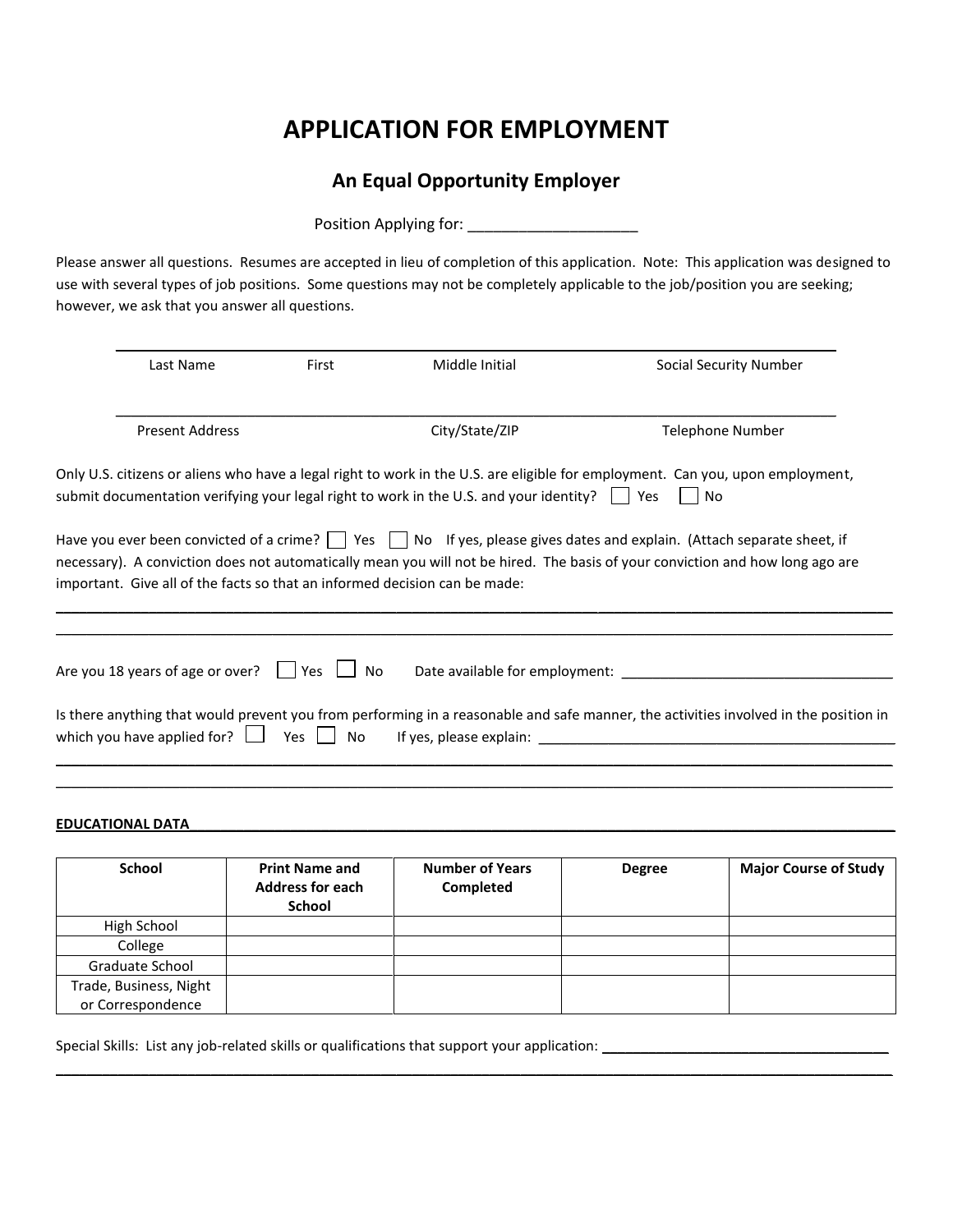# APPLICATION FOR EMPLOYMENT

## An Equal Opportunity Employer

Position Applying for: ____________________

Please answer all questions. Resumes are accepted in lieu of completion of this application. Note: This application was designed to use with several types of job positions. Some questions may not be completely applicable to the job/position you are seeking; however, we ask that you answer all questions.

_______________________________________________________________________________

Last Name First Middle Initial Social Security Number

_______________________________________________________________________________

Present Address City/State/ZIP Telephone Number

Only U.S. citizens or aliens who have a legal right to work in the U.S. are eligible for employment. Can you, upon employment, submit documentation verifying your legal right to work in the U.S. and your identity? ☐ Yes ☐ No

Have you ever been convicted of a crime? ☐ Yes ☐ No If yes, please gives dates and explain. (Attach separate sheet, if necessary). A conviction does not automatically mean you will not be hired. The basis of your conviction and how long ago are important. Give all of the facts so that an informed decision can be made:

_______________________________________________________________________________

_______________________________________________________________________________

Are you 18 years of age or over? ☐ Yes ☐ No Date available for employment: ___________________________________

Is there anything that would prevent you from performing in a reasonable and safe manner, the activities involved in the position in which you have applied for? ☐ Yes ☐ No If yes, please explain: _______________________________________________

_______________________________________________________________________________

_______________________________________________________________________________

**EDUCATIONAL DATA**

| School | Print Name and Address for each School | Number of Years Completed | Degree | Major Course of Study |
|---|---|---|---|---|
| High School | | | | |
| College | | | | |
| Graduate School | | | | |
| Trade, Business, Night or Correspondence | | | | |

Special Skills: List any job-related skills or qualifications that support your application: _____________________________________

_______________________________________________________________________________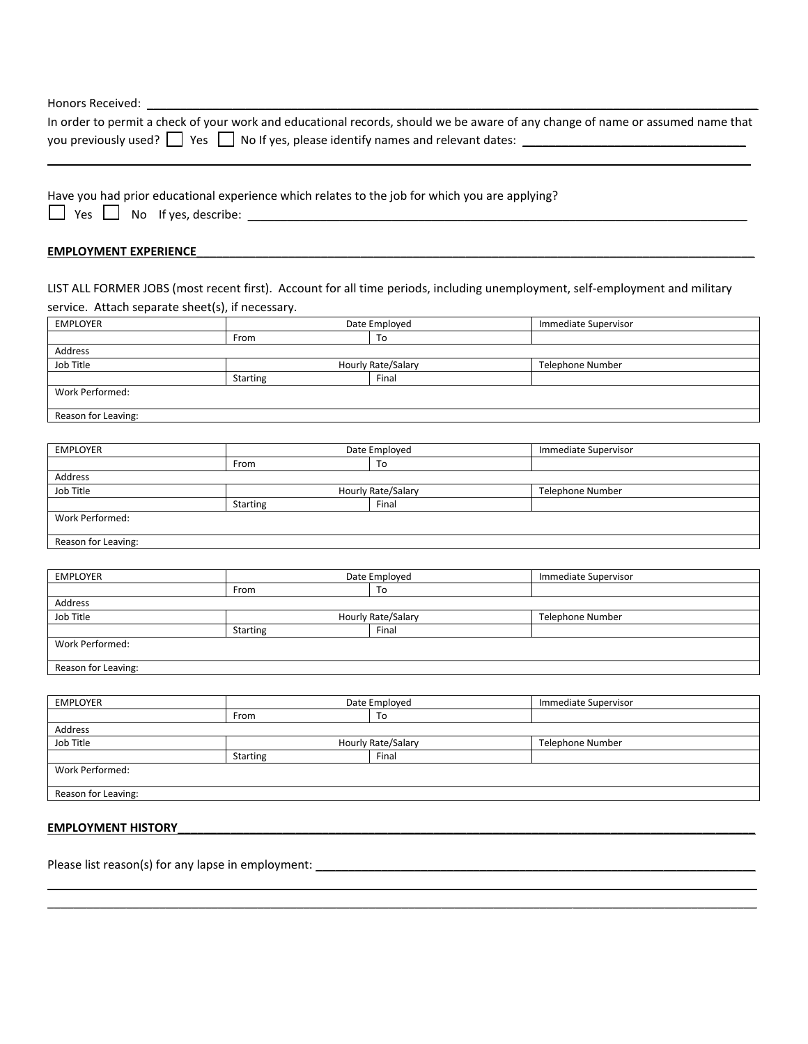Honors Received: ______________________________________________________________________________

In order to permit a check of your work and educational records, should we be aware of any change of name or assumed name that you previously used? ☐ Yes ☐ No If yes, please identify names and relevant dates: ______________________________

______________________________________________________________________________

Have you had prior educational experience which relates to the job for which you are applying?

☐ Yes ☐ No If yes, describe: ______________________________________________________________________________

**EMPLOYMENT EXPERIENCE**

LIST ALL FORMER JOBS (most recent first). Account for all time periods, including unemployment, self-employment and military service. Attach separate sheet(s), if necessary.

| EMPLOYER | Date Employed | | Immediate Supervisor |
|---|---|---|---|
| | From | To | |
| Address | | | |
| Job Title | Hourly Rate/Salary | | Telephone Number |
| | Starting | Final | |
| Work Performed: | | | |
| Reason for Leaving: | | | |

| EMPLOYER | Date Employed | | Immediate Supervisor |
|---|---|---|---|
| | From | To | |
| Address | | | |
| Job Title | Hourly Rate/Salary | | Telephone Number |
| | Starting | Final | |
| Work Performed: | | | |
| Reason for Leaving: | | | |

| EMPLOYER | Date Employed | | Immediate Supervisor |
|---|---|---|---|
| | From | To | |
| Address | | | |
| Job Title | Hourly Rate/Salary | | Telephone Number |
| | Starting | Final | |
| Work Performed: | | | |
| Reason for Leaving: | | | |

| EMPLOYER | Date Employed | | Immediate Supervisor |
|---|---|---|---|
| | From | To | |
| Address | | | |
| Job Title | Hourly Rate/Salary | | Telephone Number |
| | Starting | Final | |
| Work Performed: | | | |
| Reason for Leaving: | | | |

**EMPLOYMENT HISTORY**

Please list reason(s) for any lapse in employment: ______________________________________________________________________________

______________________________________________________________________________

______________________________________________________________________________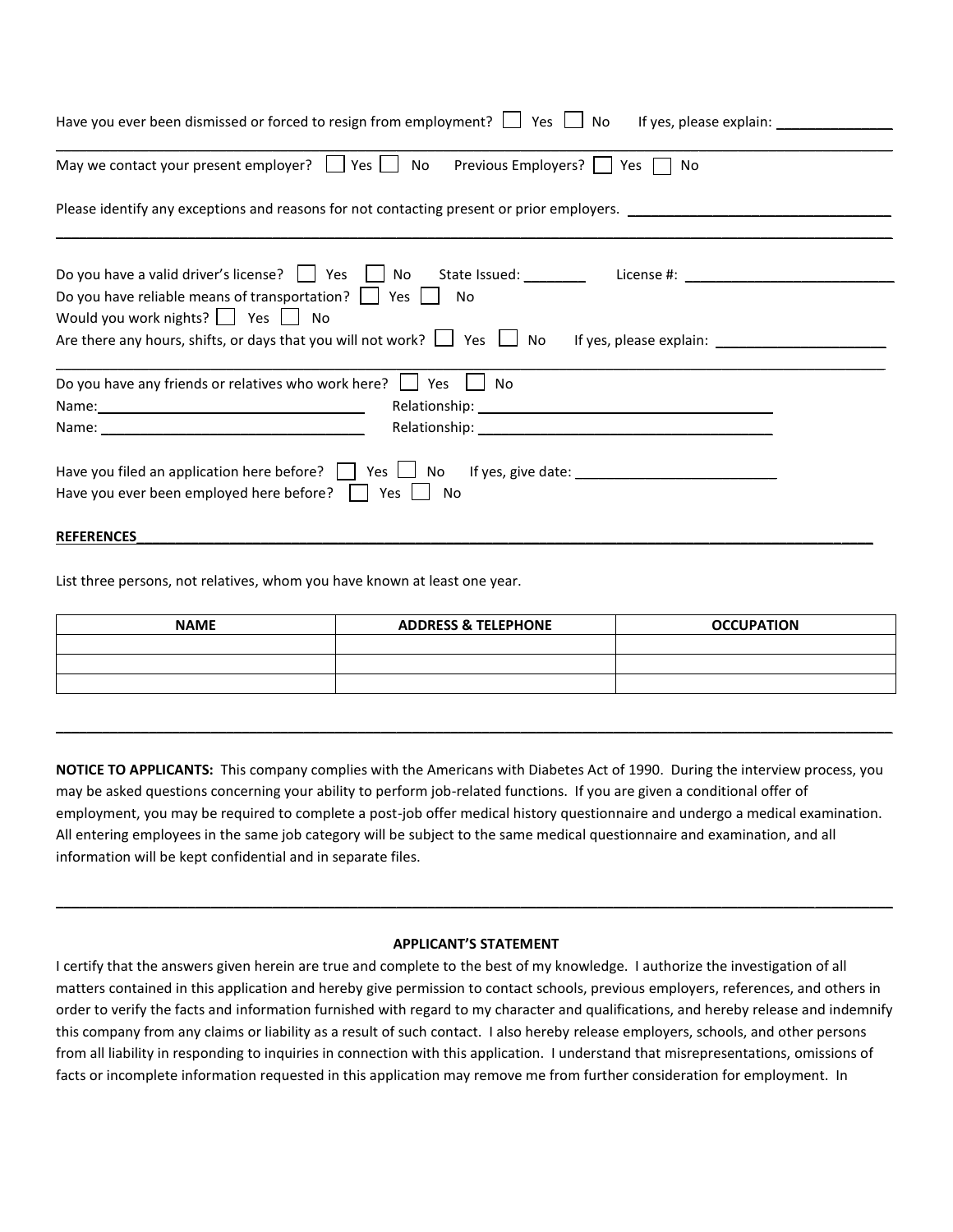Have you ever been dismissed or forced to resign from employment? ☐ Yes ☐ No If yes, please explain: _______________

_______________________________________________________________________________________________

May we contact your present employer? ☐ Yes ☐ No Previous Employers? ☐ Yes ☐ No

Please identify any exceptions and reasons for not contacting present or prior employers. _________________________________

_______________________________________________________________________________________________

Do you have a valid driver's license? ☐ Yes ☐ No State Issued: ________ License #: ___________________________

Do you have reliable means of transportation? ☐ Yes ☐ No

Would you work nights? ☐ Yes ☐ No

Are there any hours, shifts, or days that you will not work? ☐ Yes ☐ No If yes, please explain: ______________________

_______________________________________________________________________________________________

Do you have any friends or relatives who work here? ☐ Yes ☐ No

Name: ___________________________________ Relationship: ______________________________________

Name: ___________________________________ Relationship: ______________________________________

Have you filed an application here before? ☐ Yes ☐ No If yes, give date: __________________________

Have you ever been employed here before? ☐ Yes ☐ No

**REFERENCES**

List three persons, not relatives, whom you have known at least one year.

| NAME | ADDRESS & TELEPHONE | OCCUPATION |
|---|---|---|
| | | |
| | | |
| | | |

**NOTICE TO APPLICANTS:** This company complies with the Americans with Diabetes Act of 1990. During the interview process, you may be asked questions concerning your ability to perform job-related functions. If you are given a conditional offer of employment, you may be required to complete a post-job offer medical history questionnaire and undergo a medical examination. All entering employees in the same job category will be subject to the same medical questionnaire and examination, and all information will be kept confidential and in separate files.

**APPLICANT'S STATEMENT**

I certify that the answers given herein are true and complete to the best of my knowledge. I authorize the investigation of all matters contained in this application and hereby give permission to contact schools, previous employers, references, and others in order to verify the facts and information furnished with regard to my character and qualifications, and hereby release and indemnify this company from any claims or liability as a result of such contact. I also hereby release employers, schools, and other persons from all liability in responding to inquiries in connection with this application. I understand that misrepresentations, omissions of facts or incomplete information requested in this application may remove me from further consideration for employment. In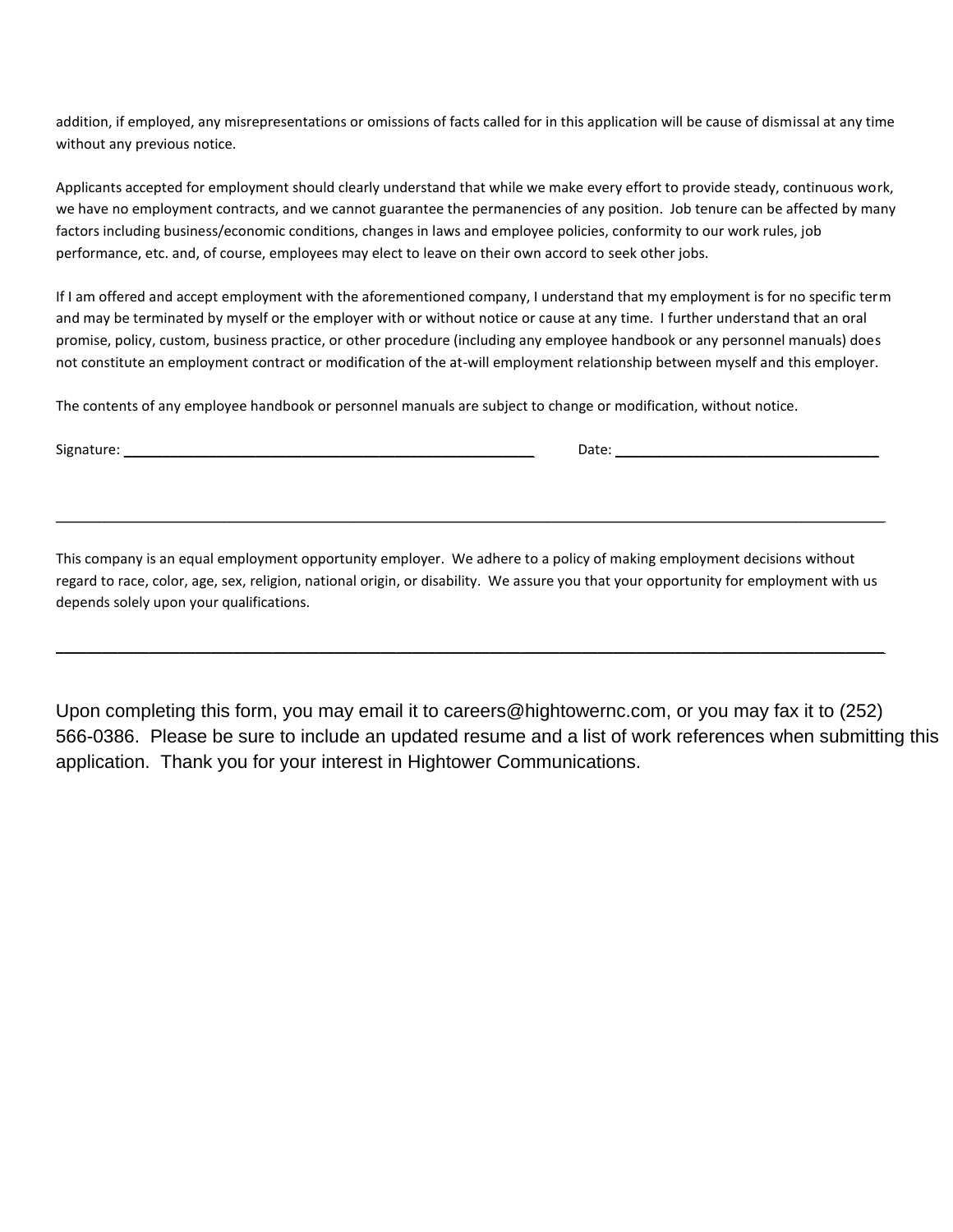addition, if employed, any misrepresentations or omissions of facts called for in this application will be cause of dismissal at any time without any previous notice.

Applicants accepted for employment should clearly understand that while we make every effort to provide steady, continuous work, we have no employment contracts, and we cannot guarantee the permanencies of any position. Job tenure can be affected by many factors including business/economic conditions, changes in laws and employee policies, conformity to our work rules, job performance, etc. and, of course, employees may elect to leave on their own accord to seek other jobs.

If I am offered and accept employment with the aforementioned company, I understand that my employment is for no specific term and may be terminated by myself or the employer with or without notice or cause at any time. I further understand that an oral promise, policy, custom, business practice, or other procedure (including any employee handbook or any personnel manuals) does not constitute an employment contract or modification of the at-will employment relationship between myself and this employer.

The contents of any employee handbook or personnel manuals are subject to change or modification, without notice.

Signature: ______________________________________________ Date: ______________________________

---

This company is an equal employment opportunity employer. We adhere to a policy of making employment decisions without regard to race, color, age, sex, religion, national origin, or disability. We assure you that your opportunity for employment with us depends solely upon your qualifications.

---

Upon completing this form, you may email it to careers@hightowernc.com, or you may fax it to (252) 566-0386. Please be sure to include an updated resume and a list of work references when submitting this application. Thank you for your interest in Hightower Communications.